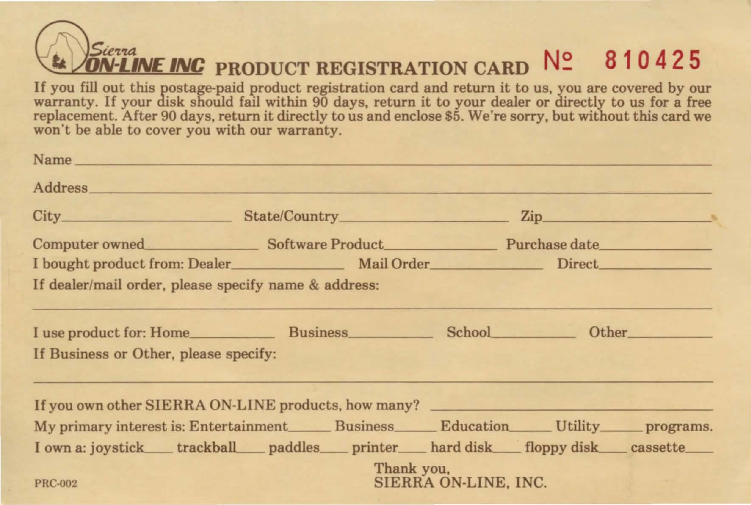# Sierra ON-LINE INC PRODUCT REGISTRATION CARD Nº 810425

If you fill out this postage-paid product registration card and return it to us, you are covered by our warranty. If your disk should fail within 90 days, return it to your dealer or directly to us for a free replacement. After 90 days, return it directly to us and enclose $5. We're sorry, but without this card we won't be able to cover you with our warranty.

Name ____________________________________________

Address __________________________________________

City ______________ State/Country ______________ Zip ______________

Computer owned ____________ Software Product ____________ Purchase date ____________

I bought product from: Dealer ____________ Mail Order ____________ Direct ____________

If dealer/mail order, please specify name & address:

__________________________________________________

I use product for: Home ________ Business ________ School ________ Other ________

If Business or Other, please specify:

__________________________________________________

If you own other SIERRA ON-LINE products, how many? ____________________

My primary interest is: Entertainment _____ Business _____ Education _____ Utility _____ programs.

I own a: joystick ____ trackball ____ paddles ____ printer ____ hard disk ____ floppy disk ____ cassette ____

Thank you,
SIERRA ON-LINE, INC.

PRC-002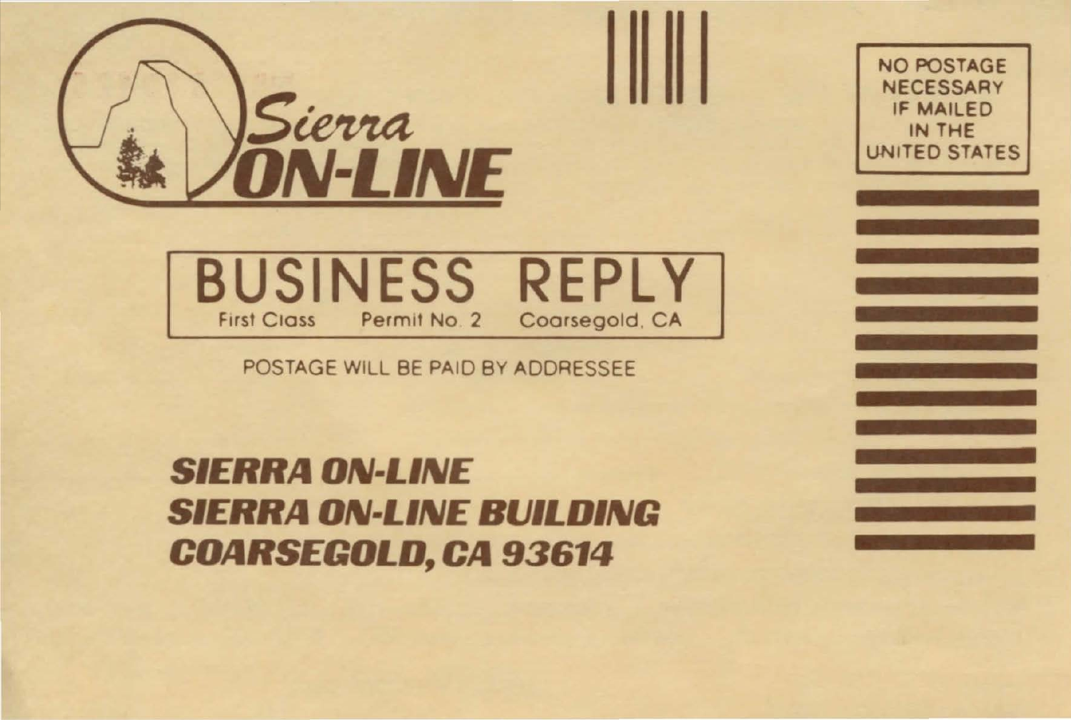Sierra ON-LINE

NO POSTAGE NECESSARY IF MAILED IN THE UNITED STATES

# BUSINESS REPLY

First Class Permit No. 2 Coarsegold, CA

POSTAGE WILL BE PAID BY ADDRESSEE

***SIERRA ON-LINE***
***SIERRA ON-LINE BUILDING***
***COARSEGOLD, CA 93614***